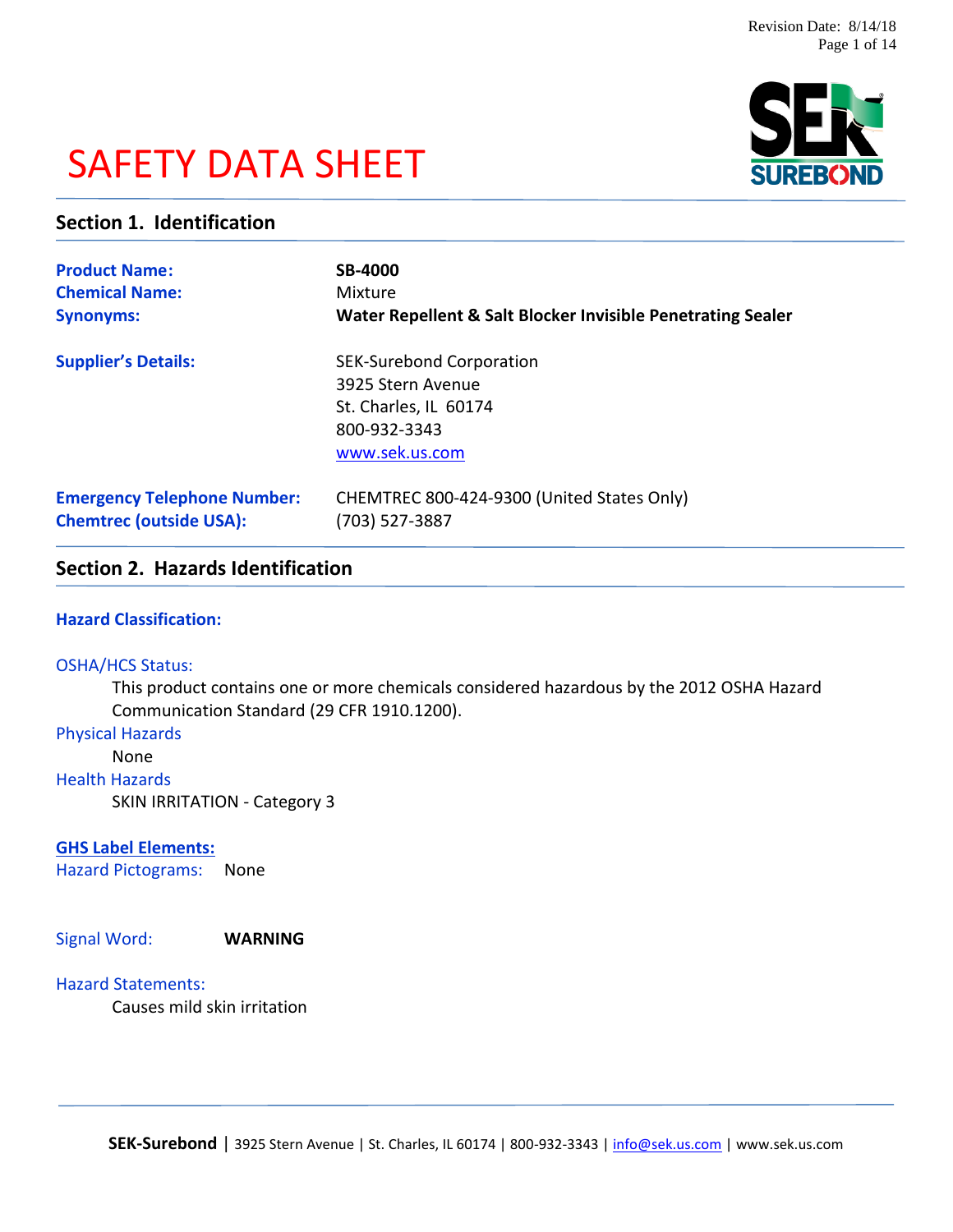# SAFETY DATA SHEET

## Section 1. Identification

| | |
|---|---|
| **Product Name:** | **SB-4000** |
| **Chemical Name:** | Mixture |
| **Synonyms:** | **Water Repellent & Salt Blocker Invisible Penetrating Sealer** |
| **Supplier's Details:** | SEK-Surebond Corporation<br>3925 Stern Avenue<br>St. Charles, IL 60174<br>800-932-3343<br>www.sek.us.com |
| **Emergency Telephone Number:** | CHEMTREC 800-424-9300 (United States Only) |
| **Chemtrec (outside USA):** | (703) 527-3887 |

## Section 2. Hazards Identification

### Hazard Classification:

OSHA/HCS Status:

This product contains one or more chemicals considered hazardous by the 2012 OSHA Hazard Communication Standard (29 CFR 1910.1200).

Physical Hazards

None

Health Hazards

SKIN IRRITATION - Category 3

### GHS Label Elements:

Hazard Pictograms: None

Signal Word: **WARNING**

Hazard Statements:

Causes mild skin irritation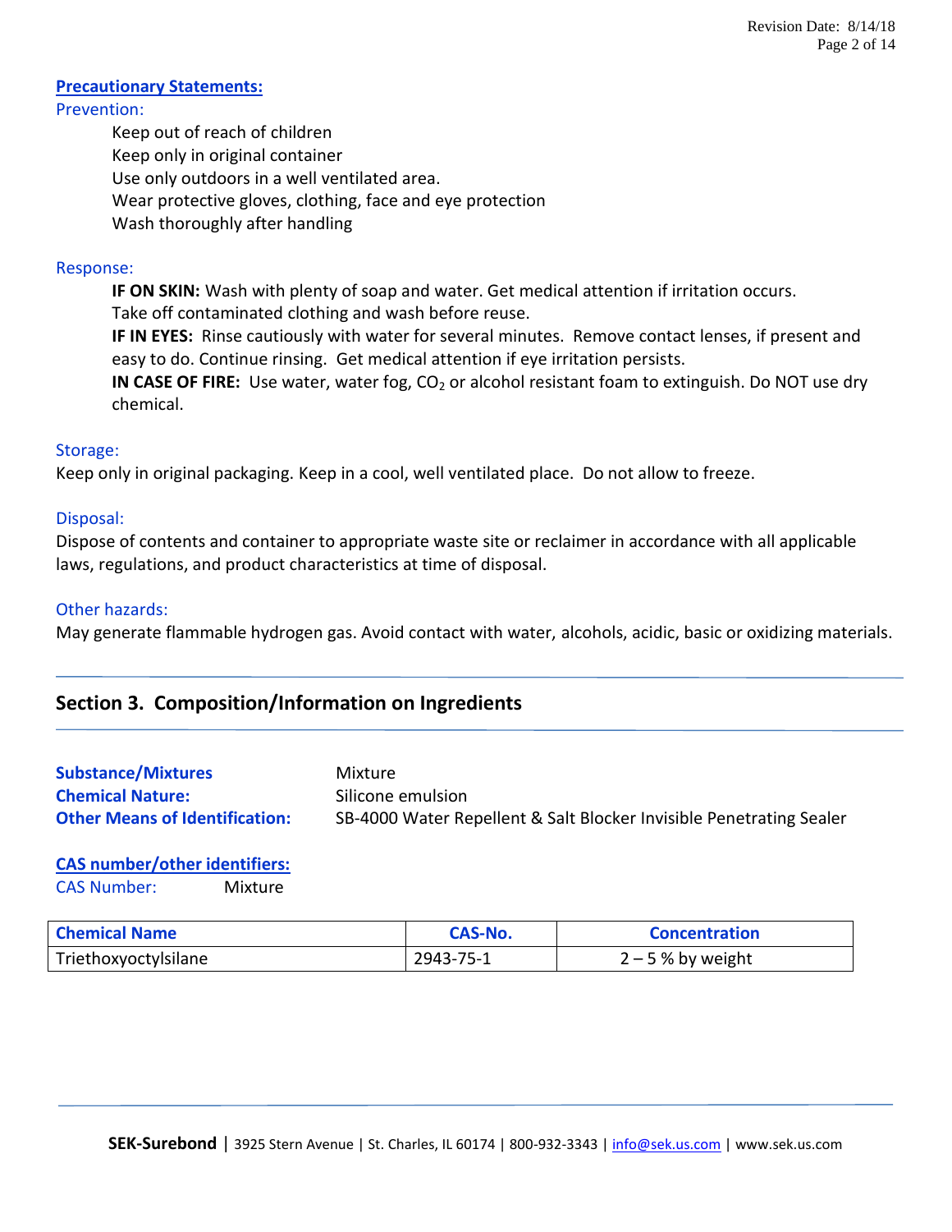**Precautionary Statements:**

Prevention:

Keep out of reach of children
Keep only in original container
Use only outdoors in a well ventilated area.
Wear protective gloves, clothing, face and eye protection
Wash thoroughly after handling

Response:

**IF ON SKIN:** Wash with plenty of soap and water. Get medical attention if irritation occurs. Take off contaminated clothing and wash before reuse.
**IF IN EYES:** Rinse cautiously with water for several minutes. Remove contact lenses, if present and easy to do. Continue rinsing. Get medical attention if eye irritation persists.
**IN CASE OF FIRE:** Use water, water fog, $CO_2$ or alcohol resistant foam to extinguish. Do NOT use dry chemical.

Storage:

Keep only in original packaging. Keep in a cool, well ventilated place. Do not allow to freeze.

Disposal:

Dispose of contents and container to appropriate waste site or reclaimer in accordance with all applicable laws, regulations, and product characteristics at time of disposal.

Other hazards:

May generate flammable hydrogen gas. Avoid contact with water, alcohols, acidic, basic or oxidizing materials.

## Section 3. Composition/Information on Ingredients

**Substance/Mixtures** Mixture
**Chemical Nature:** Silicone emulsion
**Other Means of Identification:** SB-4000 Water Repellent & Salt Blocker Invisible Penetrating Sealer

**CAS number/other identifiers:**

CAS Number: Mixture

| Chemical Name | CAS-No. | Concentration |
| --- | --- | --- |
| Triethoxyoctylsilane | 2943-75-1 | 2 – 5 % by weight |

**SEK-Surebond** | 3925 Stern Avenue | St. Charles, IL 60174 | 800-932-3343 | info@sek.us.com | www.sek.us.com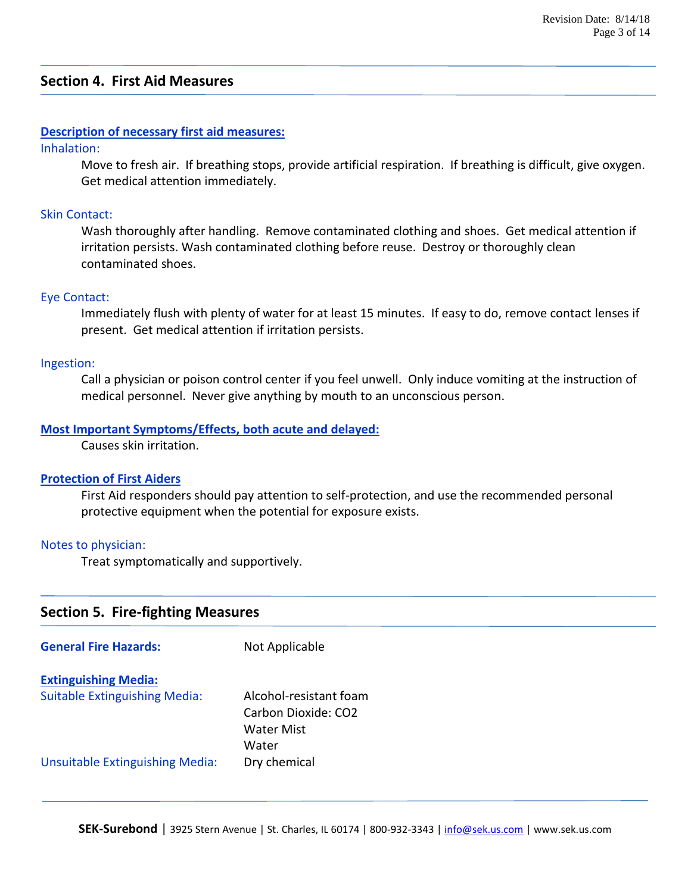## Section 4. First Aid Measures

**Description of necessary first aid measures:**

Inhalation:

Move to fresh air. If breathing stops, provide artificial respiration. If breathing is difficult, give oxygen. Get medical attention immediately.

Skin Contact:

Wash thoroughly after handling. Remove contaminated clothing and shoes. Get medical attention if irritation persists. Wash contaminated clothing before reuse. Destroy or thoroughly clean contaminated shoes.

Eye Contact:

Immediately flush with plenty of water for at least 15 minutes. If easy to do, remove contact lenses if present. Get medical attention if irritation persists.

Ingestion:

Call a physician or poison control center if you feel unwell. Only induce vomiting at the instruction of medical personnel. Never give anything by mouth to an unconscious person.

**Most Important Symptoms/Effects, both acute and delayed:**

Causes skin irritation.

**Protection of First Aiders**

First Aid responders should pay attention to self-protection, and use the recommended personal protective equipment when the potential for exposure exists.

Notes to physician:

Treat symptomatically and supportively.

## Section 5. Fire-fighting Measures

**General Fire Hazards:** Not Applicable

**Extinguishing Media:**

Suitable Extinguishing Media:
- Alcohol-resistant foam
- Carbon Dioxide: $CO_2$
- Water Mist
- Water

Unsuitable Extinguishing Media: Dry chemical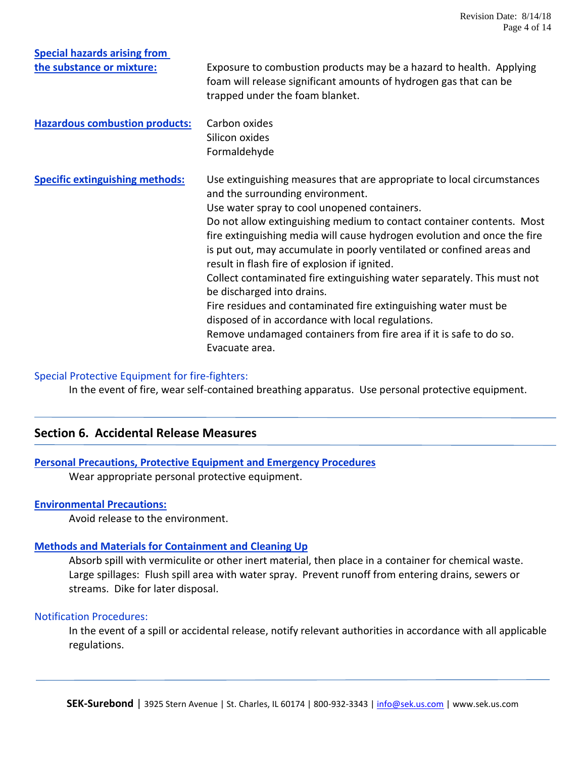**Special hazards arising from the substance or mixture:** Exposure to combustion products may be a hazard to health. Applying foam will release significant amounts of hydrogen gas that can be trapped under the foam blanket.

**Hazardous combustion products:**
Carbon oxides
Silicon oxides
Formaldehyde

**Specific extinguishing methods:**
Use extinguishing measures that are appropriate to local circumstances and the surrounding environment.
Use water spray to cool unopened containers.
Do not allow extinguishing medium to contact container contents. Most fire extinguishing media will cause hydrogen evolution and once the fire is put out, may accumulate in poorly ventilated or confined areas and result in flash fire of explosion if ignited.
Collect contaminated fire extinguishing water separately. This must not be discharged into drains.
Fire residues and contaminated fire extinguishing water must be disposed of in accordance with local regulations.
Remove undamaged containers from fire area if it is safe to do so.
Evacuate area.

Special Protective Equipment for fire-fighters:

In the event of fire, wear self-contained breathing apparatus. Use personal protective equipment.

## Section 6. Accidental Release Measures

**Personal Precautions, Protective Equipment and Emergency Procedures**

Wear appropriate personal protective equipment.

**Environmental Precautions:**

Avoid release to the environment.

**Methods and Materials for Containment and Cleaning Up**

Absorb spill with vermiculite or other inert material, then place in a container for chemical waste. Large spillages: Flush spill area with water spray. Prevent runoff from entering drains, sewers or streams. Dike for later disposal.

Notification Procedures:

In the event of a spill or accidental release, notify relevant authorities in accordance with all applicable regulations.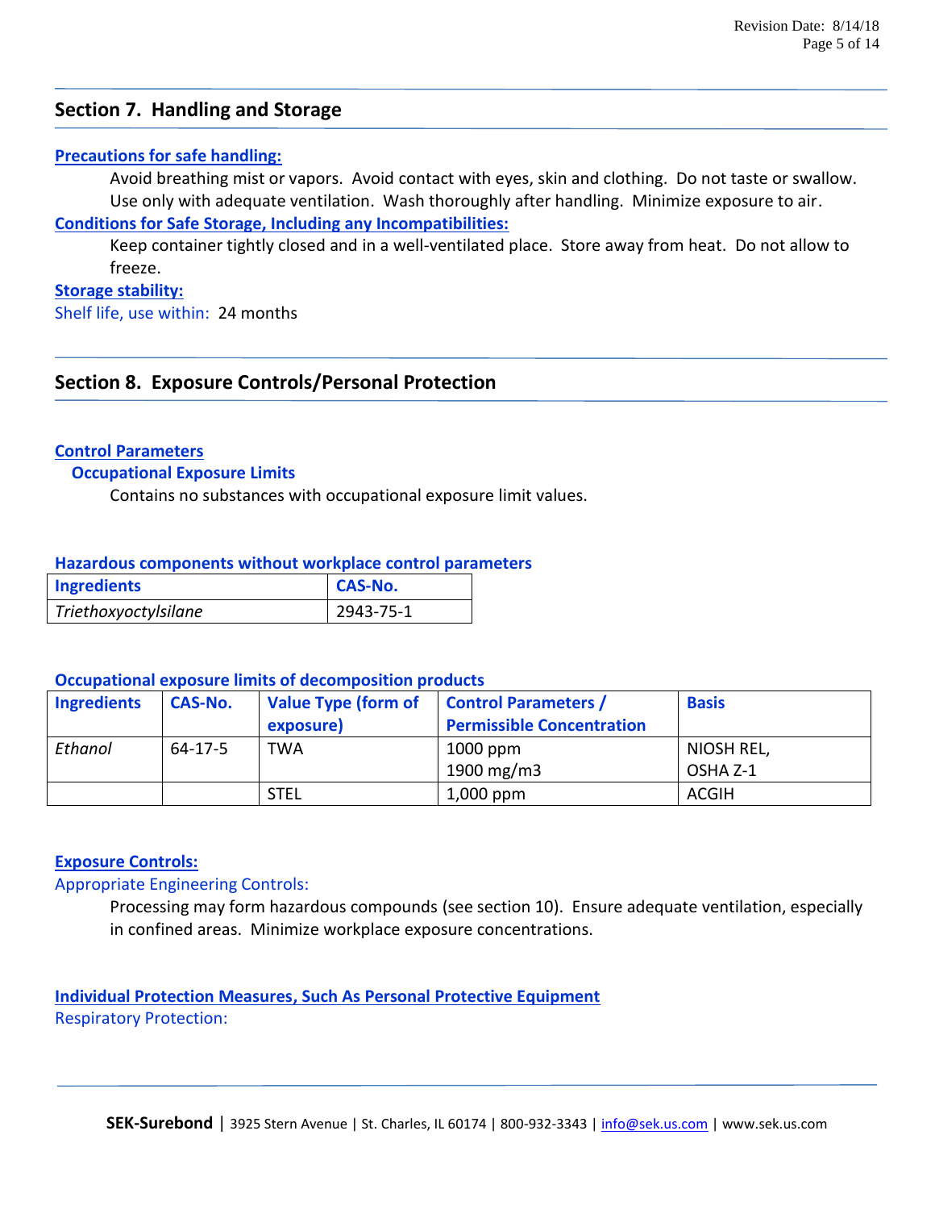## Section 7. Handling and Storage

**Precautions for safe handling:**

Avoid breathing mist or vapors. Avoid contact with eyes, skin and clothing. Do not taste or swallow. Use only with adequate ventilation. Wash thoroughly after handling. Minimize exposure to air.

**Conditions for Safe Storage, Including any Incompatibilities:**

Keep container tightly closed and in a well-ventilated place. Store away from heat. Do not allow to freeze.

**Storage stability:**

Shelf life, use within: 24 months

## Section 8. Exposure Controls/Personal Protection

**Control Parameters**

**Occupational Exposure Limits**

Contains no substances with occupational exposure limit values.

**Hazardous components without workplace control parameters**

| Ingredients | CAS-No. |
|---|---|
| *Triethoxyoctylsilane* | 2943-75-1 |

**Occupational exposure limits of decomposition products**

| Ingredients | CAS-No. | Value Type (form of exposure) | Control Parameters / Permissible Concentration | Basis |
|---|---|---|---|---|
| *Ethanol* | 64-17-5 | TWA | 1000 ppm<br>1900 mg/m3 | NIOSH REL, OSHA Z-1 |
| | | STEL | 1,000 ppm | ACGIH |

**Exposure Controls:**

Appropriate Engineering Controls:

Processing may form hazardous compounds (see section 10). Ensure adequate ventilation, especially in confined areas. Minimize workplace exposure concentrations.

**Individual Protection Measures, Such As Personal Protective Equipment**

Respiratory Protection: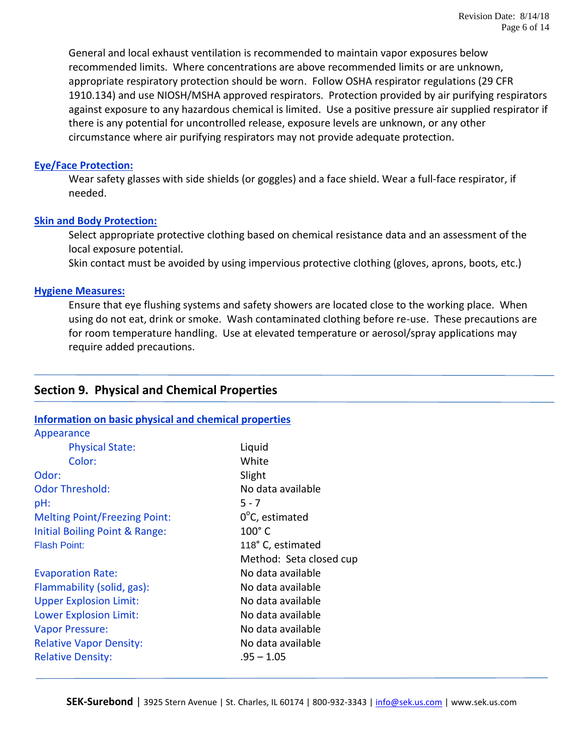General and local exhaust ventilation is recommended to maintain vapor exposures below recommended limits. Where concentrations are above recommended limits or are unknown, appropriate respiratory protection should be worn. Follow OSHA respirator regulations (29 CFR 1910.134) and use NIOSH/MSHA approved respirators. Protection provided by air purifying respirators against exposure to any hazardous chemical is limited. Use a positive pressure air supplied respirator if there is any potential for uncontrolled release, exposure levels are unknown, or any other circumstance where air purifying respirators may not provide adequate protection.

**Eye/Face Protection:**

Wear safety glasses with side shields (or goggles) and a face shield. Wear a full-face respirator, if needed.

**Skin and Body Protection:**

Select appropriate protective clothing based on chemical resistance data and an assessment of the local exposure potential.

Skin contact must be avoided by using impervious protective clothing (gloves, aprons, boots, etc.)

**Hygiene Measures:**

Ensure that eye flushing systems and safety showers are located close to the working place. When using do not eat, drink or smoke. Wash contaminated clothing before re-use. These precautions are for room temperature handling. Use at elevated temperature or aerosol/spray applications may require added precautions.

## Section 9. Physical and Chemical Properties

**Information on basic physical and chemical properties**

| Property | Value |
| --- | --- |
| Appearance | |
| Physical State: | Liquid |
| Color: | White |
| Odor: | Slight |
| Odor Threshold: | No data available |
| pH: | 5 - 7 |
| Melting Point/Freezing Point: | 0°C, estimated |
| Initial Boiling Point & Range: | 100° C |
| Flash Point: | 118° C, estimated<br>Method: Seta closed cup |
| Evaporation Rate: | No data available |
| Flammability (solid, gas): | No data available |
| Upper Explosion Limit: | No data available |
| Lower Explosion Limit: | No data available |
| Vapor Pressure: | No data available |
| Relative Vapor Density: | No data available |
| Relative Density: | .95 – 1.05 |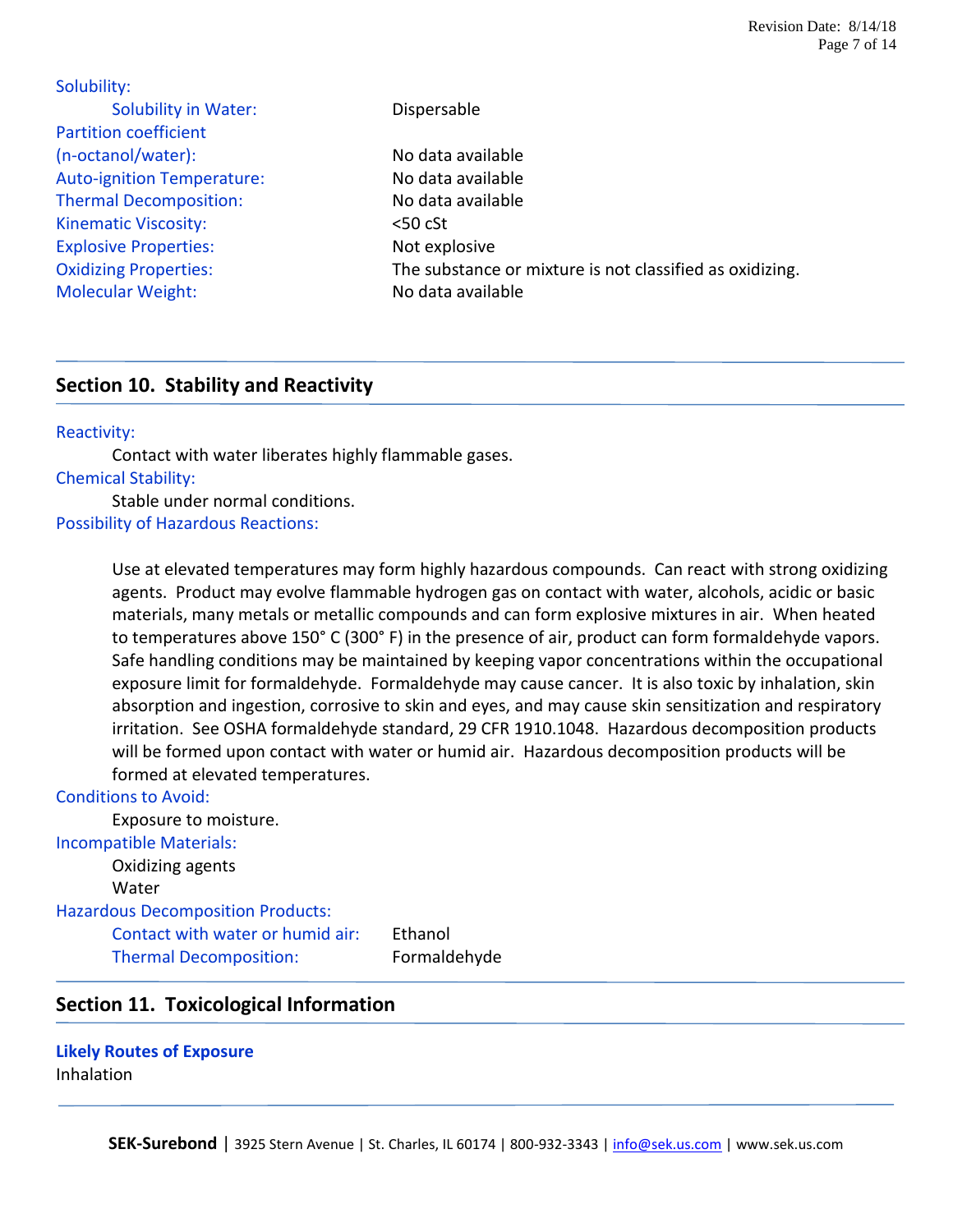Solubility:

| | |
|---|---|
| Solubility in Water: | Dispersable |
| Partition coefficient (n-octanol/water): | No data available |
| Auto-ignition Temperature: | No data available |
| Thermal Decomposition: | No data available |
| Kinematic Viscosity: | <50 cSt |
| Explosive Properties: | Not explosive |
| Oxidizing Properties: | The substance or mixture is not classified as oxidizing. |
| Molecular Weight: | No data available |

## Section 10. Stability and Reactivity

Reactivity:

Contact with water liberates highly flammable gases.

Chemical Stability:

Stable under normal conditions.

Possibility of Hazardous Reactions:

Use at elevated temperatures may form highly hazardous compounds. Can react with strong oxidizing agents. Product may evolve flammable hydrogen gas on contact with water, alcohols, acidic or basic materials, many metals or metallic compounds and can form explosive mixtures in air. When heated to temperatures above 150° C (300° F) in the presence of air, product can form formaldehyde vapors. Safe handling conditions may be maintained by keeping vapor concentrations within the occupational exposure limit for formaldehyde. Formaldehyde may cause cancer. It is also toxic by inhalation, skin absorption and ingestion, corrosive to skin and eyes, and may cause skin sensitization and respiratory irritation. See OSHA formaldehyde standard, 29 CFR 1910.1048. Hazardous decomposition products will be formed upon contact with water or humid air. Hazardous decomposition products will be formed at elevated temperatures.

Conditions to Avoid:

Exposure to moisture.

Incompatible Materials:

Oxidizing agents
Water

Hazardous Decomposition Products:

| | |
|---|---|
| Contact with water or humid air: | Ethanol |
| Thermal Decomposition: | Formaldehyde |

## Section 11. Toxicological Information

**Likely Routes of Exposure**

Inhalation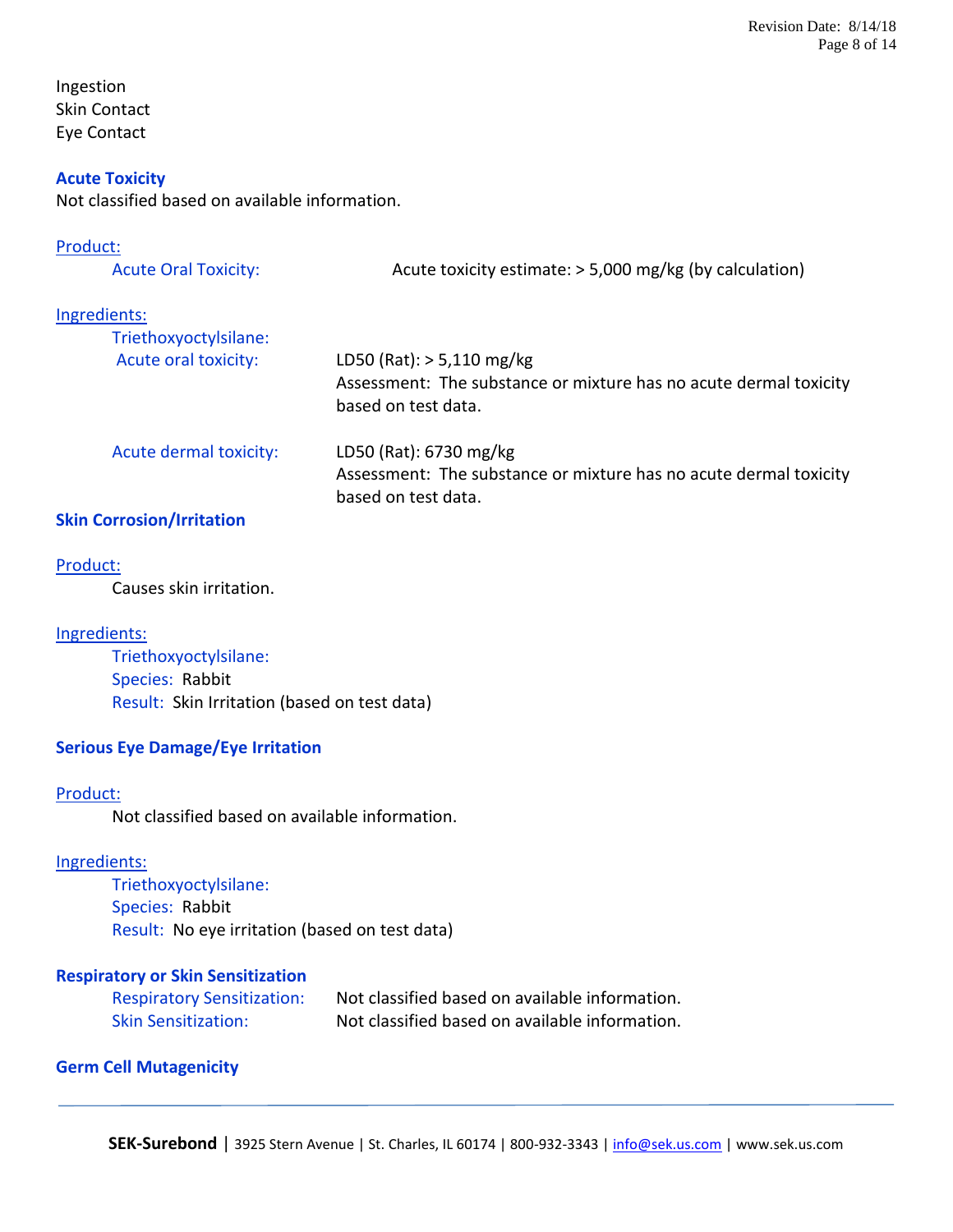Ingestion
Skin Contact
Eye Contact

### Acute Toxicity

Not classified based on available information.

Product:

Acute Oral Toxicity: Acute toxicity estimate: > 5,000 mg/kg (by calculation)

Ingredients:

Triethoxyoctylsilane:

Acute oral toxicity: LD50 (Rat): > 5,110 mg/kg
Assessment: The substance or mixture has no acute dermal toxicity based on test data.

Acute dermal toxicity: LD50 (Rat): 6730 mg/kg
Assessment: The substance or mixture has no acute dermal toxicity based on test data.

### Skin Corrosion/Irritation

Product:

Causes skin irritation.

Ingredients:

Triethoxyoctylsilane:
Species: Rabbit
Result: Skin Irritation (based on test data)

### Serious Eye Damage/Eye Irritation

Product:

Not classified based on available information.

Ingredients:

Triethoxyoctylsilane:
Species: Rabbit
Result: No eye irritation (based on test data)

### Respiratory or Skin Sensitization

Respiratory Sensitization: Not classified based on available information.
Skin Sensitization: Not classified based on available information.

### Germ Cell Mutagenicity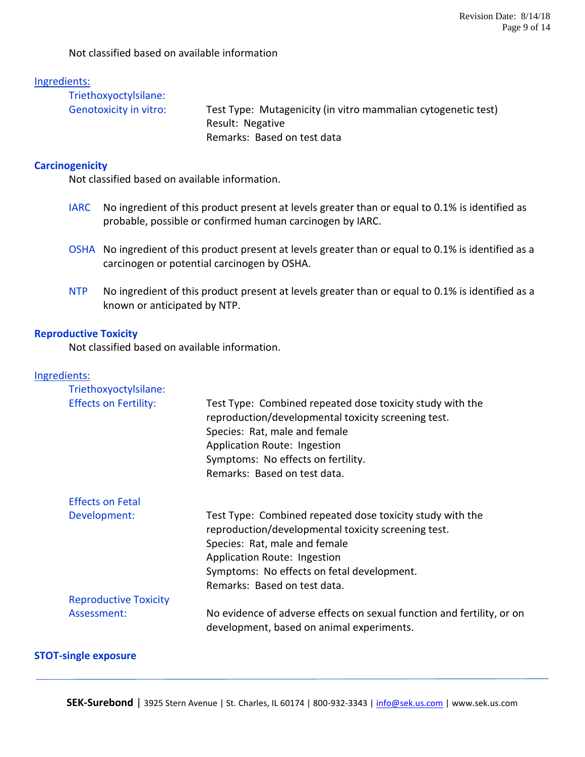Not classified based on available information

Ingredients:

Triethoxyoctylsilane:

Genotoxicity in vitro:
Test Type: Mutagenicity (in vitro mammalian cytogenetic test)
Result: Negative
Remarks: Based on test data

## Carcinogenicity

Not classified based on available information.

IARC No ingredient of this product present at levels greater than or equal to 0.1% is identified as probable, possible or confirmed human carcinogen by IARC.

OSHA No ingredient of this product present at levels greater than or equal to 0.1% is identified as a carcinogen or potential carcinogen by OSHA.

NTP No ingredient of this product present at levels greater than or equal to 0.1% is identified as a known or anticipated by NTP.

## Reproductive Toxicity

Not classified based on available information.

Ingredients:

Triethoxyoctylsilane:

Effects on Fertility:
Test Type: Combined repeated dose toxicity study with the reproduction/developmental toxicity screening test.
Species: Rat, male and female
Application Route: Ingestion
Symptoms: No effects on fertility.
Remarks: Based on test data.

Effects on Fetal Development:
Test Type: Combined repeated dose toxicity study with the reproduction/developmental toxicity screening test.
Species: Rat, male and female
Application Route: Ingestion
Symptoms: No effects on fetal development.
Remarks: Based on test data.

Reproductive Toxicity Assessment:
No evidence of adverse effects on sexual function and fertility, or on development, based on animal experiments.

## STOT-single exposure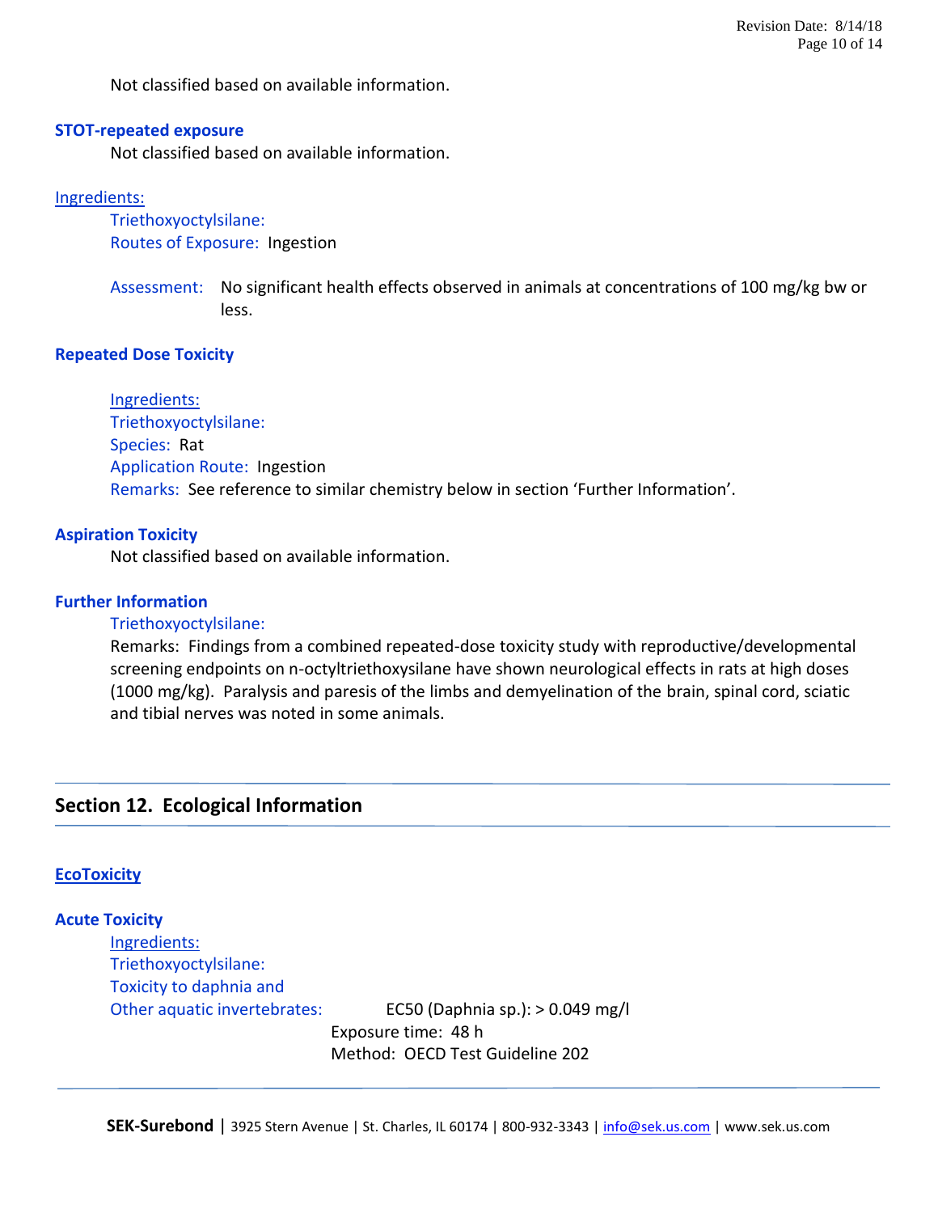Not classified based on available information.

### STOT-repeated exposure

Not classified based on available information.

Ingredients:

Triethoxyoctylsilane:

Routes of Exposure: Ingestion

Assessment: No significant health effects observed in animals at concentrations of 100 mg/kg bw or less.

### Repeated Dose Toxicity

Ingredients:

Triethoxyoctylsilane:

Species: Rat

Application Route: Ingestion

Remarks: See reference to similar chemistry below in section 'Further Information'.

### Aspiration Toxicity

Not classified based on available information.

### Further Information

Triethoxyoctylsilane:

Remarks: Findings from a combined repeated-dose toxicity study with reproductive/developmental screening endpoints on n-octyltriethoxysilane have shown neurological effects in rats at high doses (1000 mg/kg). Paralysis and paresis of the limbs and demyelination of the brain, spinal cord, sciatic and tibial nerves was noted in some animals.

## Section 12. Ecological Information

### EcoToxicity

### Acute Toxicity

Ingredients:

Triethoxyoctylsilane:

Toxicity to daphnia and Other aquatic invertebrates: EC50 (Daphnia sp.): > 0.049 mg/l

Exposure time: 48 h

Method: OECD Test Guideline 202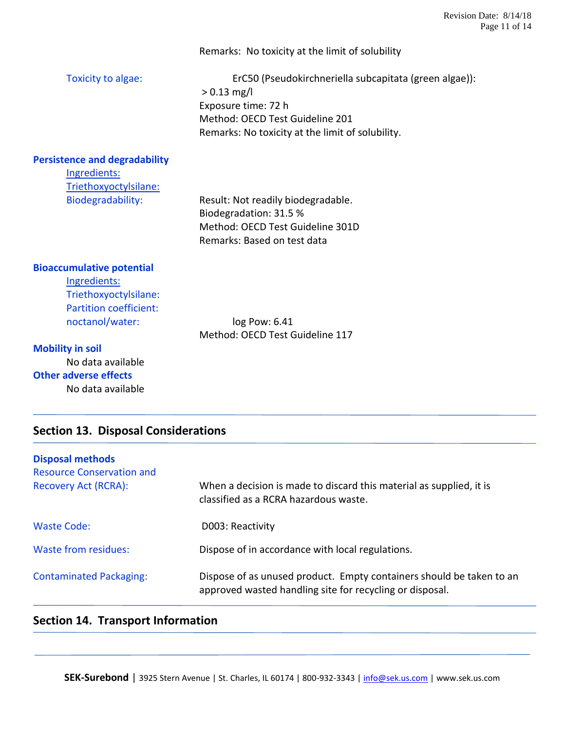Remarks: No toxicity at the limit of solubility

Toxicity to algae: ErC50 (Pseudokirchneriella subcapitata (green algae)): > 0.13 mg/l
Exposure time: 72 h
Method: OECD Test Guideline 201
Remarks: No toxicity at the limit of solubility.

**Persistence and degradability**

Ingredients:
Triethoxyoctylsilane:
Biodegradability: Result: Not readily biodegradable.
Biodegradation: 31.5 %
Method: OECD Test Guideline 301D
Remarks: Based on test data

**Bioaccumulative potential**

Ingredients:
Triethoxyoctylsilane:
Partition coefficient: noctanol/water: log Pow: 6.41
Method: OECD Test Guideline 117

**Mobility in soil**

No data available

**Other adverse effects**

No data available

## Section 13. Disposal Considerations

**Disposal methods**

Resource Conservation and Recovery Act (RCRA): When a decision is made to discard this material as supplied, it is classified as a RCRA hazardous waste.

Waste Code: D003: Reactivity

Waste from residues: Dispose of in accordance with local regulations.

Contaminated Packaging: Dispose of as unused product. Empty containers should be taken to an approved wasted handling site for recycling or disposal.

## Section 14. Transport Information

**SEK-Surebond** | 3925 Stern Avenue | St. Charles, IL 60174 | 800-932-3343 | info@sek.us.com | www.sek.us.com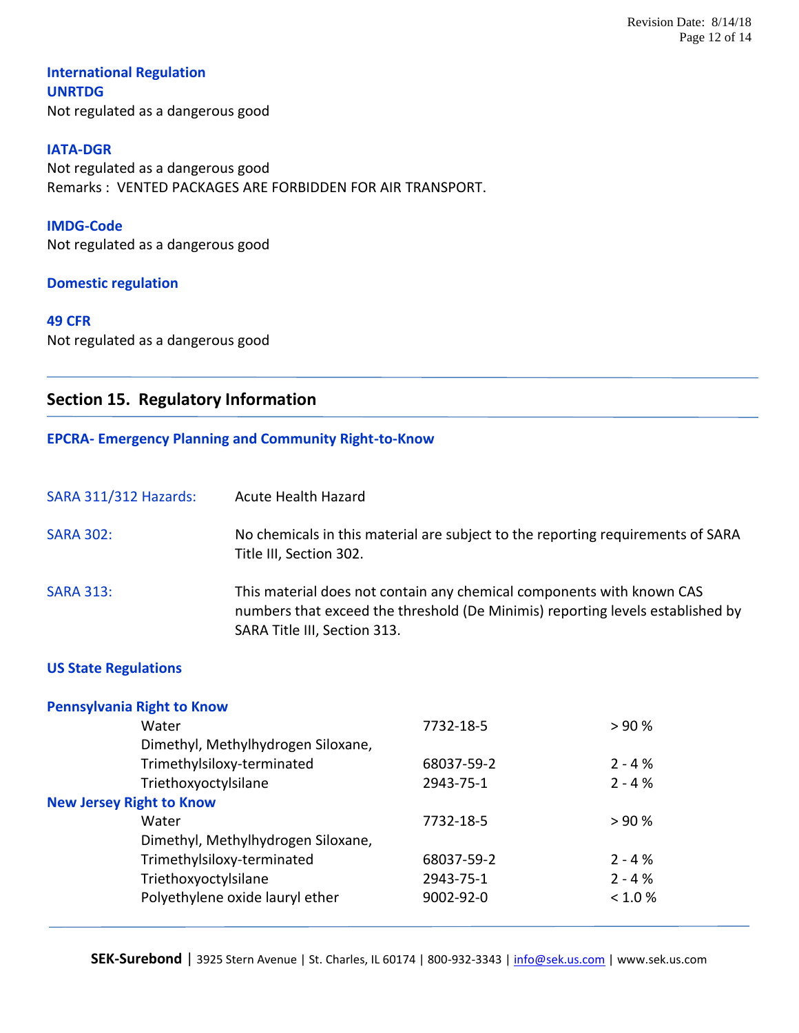**International Regulation**

**UNRTDG**

Not regulated as a dangerous good

**IATA-DGR**

Not regulated as a dangerous good
Remarks : VENTED PACKAGES ARE FORBIDDEN FOR AIR TRANSPORT.

**IMDG-Code**

Not regulated as a dangerous good

**Domestic regulation**

**49 CFR**

Not regulated as a dangerous good

## Section 15. Regulatory Information

**EPCRA- Emergency Planning and Community Right-to-Know**

| | |
|---|---|
| SARA 311/312 Hazards: | Acute Health Hazard |
| SARA 302: | No chemicals in this material are subject to the reporting requirements of SARA Title III, Section 302. |
| SARA 313: | This material does not contain any chemical components with known CAS numbers that exceed the threshold (De Minimis) reporting levels established by SARA Title III, Section 313. |

**US State Regulations**

**Pennsylvania Right to Know**

| Component | CAS | Concentration |
|---|---|---|
| Water | 7732-18-5 | > 90 % |
| Dimethyl, Methylhydrogen Siloxane, Trimethylsiloxy-terminated | 68037-59-2 | 2 - 4 % |
| Triethoxyoctylsilane | 2943-75-1 | 2 - 4 % |

**New Jersey Right to Know**

| Component | CAS | Concentration |
|---|---|---|
| Water | 7732-18-5 | > 90 % |
| Dimethyl, Methylhydrogen Siloxane, Trimethylsiloxy-terminated | 68037-59-2 | 2 - 4 % |
| Triethoxyoctylsilane | 2943-75-1 | 2 - 4 % |
| Polyethylene oxide lauryl ether | 9002-92-0 | < 1.0 % |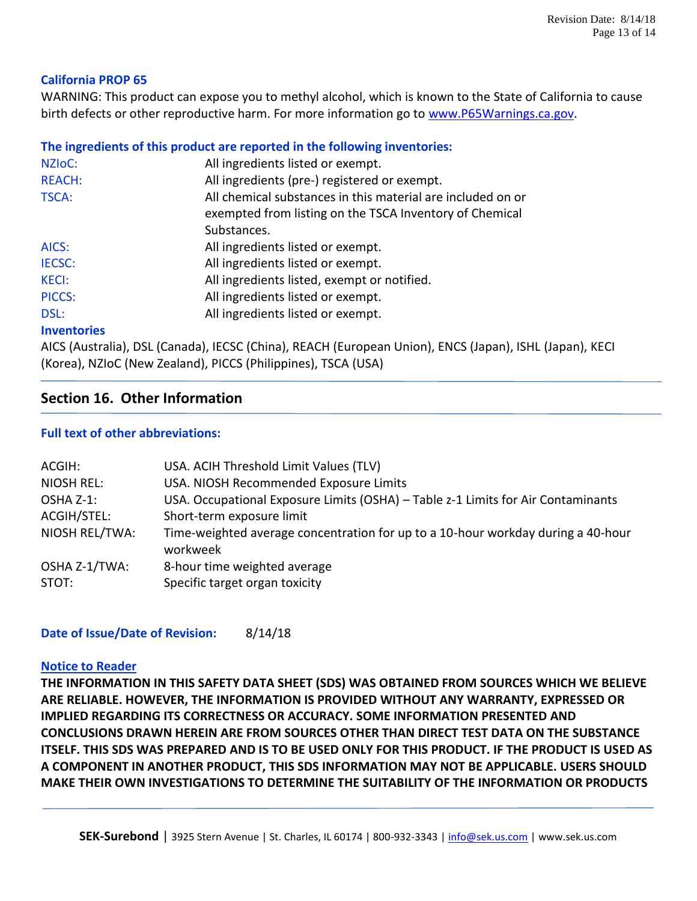### California PROP 65

WARNING: This product can expose you to methyl alcohol, which is known to the State of California to cause birth defects or other reproductive harm. For more information go to www.P65Warnings.ca.gov.

### The ingredients of this product are reported in the following inventories:

| | |
|---|---|
| NZIoC: | All ingredients listed or exempt. |
| REACH: | All ingredients (pre-) registered or exempt. |
| TSCA: | All chemical substances in this material are included on or exempted from listing on the TSCA Inventory of Chemical Substances. |
| AICS: | All ingredients listed or exempt. |
| IECSC: | All ingredients listed or exempt. |
| KECI: | All ingredients listed, exempt or notified. |
| PICCS: | All ingredients listed or exempt. |
| DSL: | All ingredients listed or exempt. |

### Inventories

AICS (Australia), DSL (Canada), IECSC (China), REACH (European Union), ENCS (Japan), ISHL (Japan), KECI (Korea), NZIoC (New Zealand), PICCS (Philippines), TSCA (USA)

## Section 16. Other Information

### Full text of other abbreviations:

| | |
|---|---|
| ACGIH: | USA. ACIH Threshold Limit Values (TLV) |
| NIOSH REL: | USA. NIOSH Recommended Exposure Limits |
| OSHA Z-1: | USA. Occupational Exposure Limits (OSHA) – Table z-1 Limits for Air Contaminants |
| ACGIH/STEL: | Short-term exposure limit |
| NIOSH REL/TWA: | Time-weighted average concentration for up to a 10-hour workday during a 40-hour workweek |
| OSHA Z-1/TWA: | 8-hour time weighted average |
| STOT: | Specific target organ toxicity |

**Date of Issue/Date of Revision:** 8/14/18

### Notice to Reader

**THE INFORMATION IN THIS SAFETY DATA SHEET (SDS) WAS OBTAINED FROM SOURCES WHICH WE BELIEVE ARE RELIABLE. HOWEVER, THE INFORMATION IS PROVIDED WITHOUT ANY WARRANTY, EXPRESSED OR IMPLIED REGARDING ITS CORRECTNESS OR ACCURACY. SOME INFORMATION PRESENTED AND CONCLUSIONS DRAWN HEREIN ARE FROM SOURCES OTHER THAN DIRECT TEST DATA ON THE SUBSTANCE ITSELF. THIS SDS WAS PREPARED AND IS TO BE USED ONLY FOR THIS PRODUCT. IF THE PRODUCT IS USED AS A COMPONENT IN ANOTHER PRODUCT, THIS SDS INFORMATION MAY NOT BE APPLICABLE. USERS SHOULD MAKE THEIR OWN INVESTIGATIONS TO DETERMINE THE SUITABILITY OF THE INFORMATION OR PRODUCTS**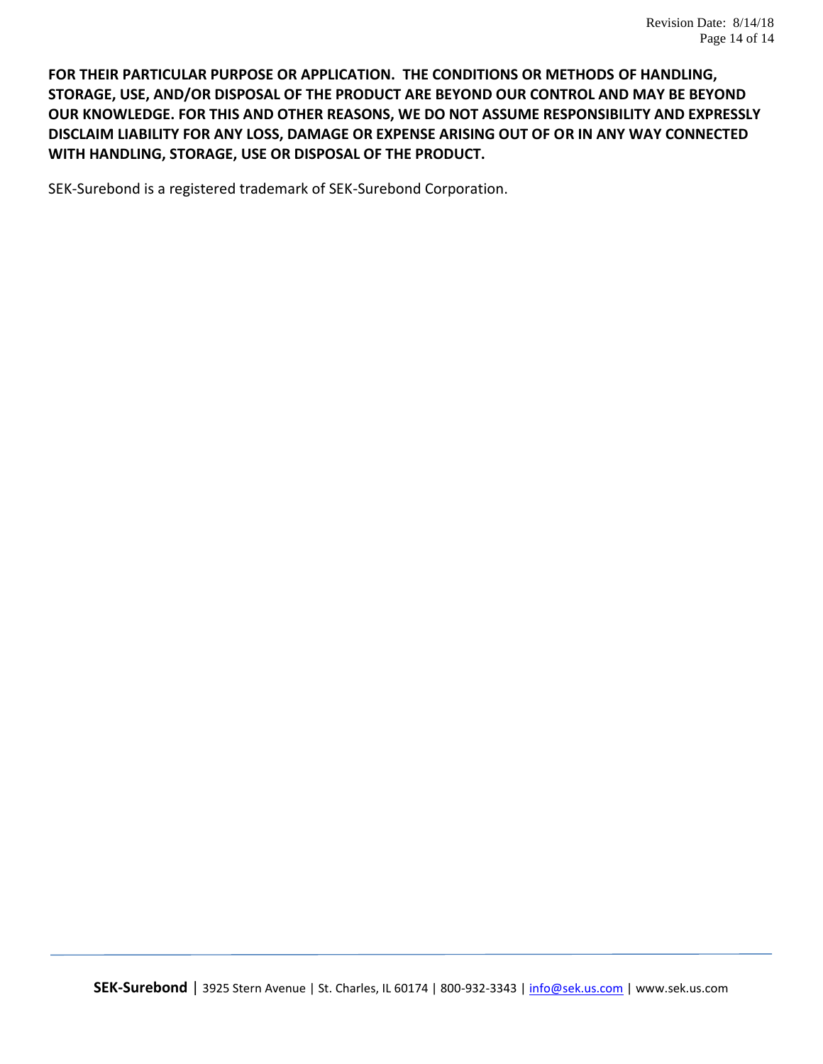**FOR THEIR PARTICULAR PURPOSE OR APPLICATION. THE CONDITIONS OR METHODS OF HANDLING, STORAGE, USE, AND/OR DISPOSAL OF THE PRODUCT ARE BEYOND OUR CONTROL AND MAY BE BEYOND OUR KNOWLEDGE. FOR THIS AND OTHER REASONS, WE DO NOT ASSUME RESPONSIBILITY AND EXPRESSLY DISCLAIM LIABILITY FOR ANY LOSS, DAMAGE OR EXPENSE ARISING OUT OF OR IN ANY WAY CONNECTED WITH HANDLING, STORAGE, USE OR DISPOSAL OF THE PRODUCT.**

SEK-Surebond is a registered trademark of SEK-Surebond Corporation.